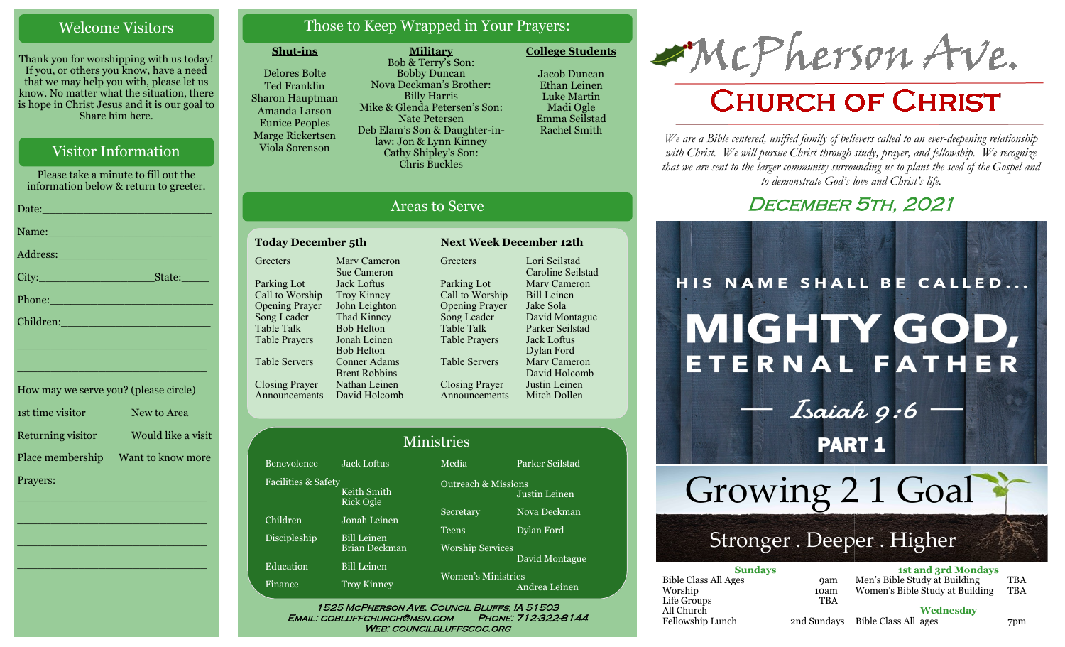## Welcome Visitors

Thank you for worshipping with us today! If you, or others you know, have a need that we may help you with, please let us know. No matter what the situation, there is hope in Christ Jesus and it is our goal to Share him here.

## Visitor Information

Please take a minute to fill out the information below & return to greeter.

Date:________________________

Name:________________________

Address:______________________

City:_________________State:_____

Phone:_______________________

Children:_____________________

______________________________

______________________________

How may we serve you? (please circle)

1st time visitor — New to Area

Returning visitor — Would like a visit

Place membership — Want to know more

Prayers:

______________________________

______________________________

______________________________

______________________________

## Those to Keep Wrapped in Your Prayers:

**Shut-ins**

Delores Bolte
Ted Franklin
Sharon Hauptman
Amanda Larson
Eunice Peoples
Marge Rickertsen
Viola Sorenson

**Military**

Bob & Terry's Son: Bobby Duncan
Nova Deckman's Brother: Billy Harris
Mike & Glenda Petersen's Son: Nate Petersen
Deb Elam's Son & Daughter-in-law: Jon & Lynn Kinney
Cathy Shipley's Son: Chris Buckles

**College Students**

Jacob Duncan
Ethan Leinen
Luke Martin
Madi Ogle
Emma Seilstad
Rachel Smith

## Areas to Serve

**Today December 5th**

| Role | Name |
|---|---|
| Greeters | Marv Cameron, Sue Cameron |
| Parking Lot | Jack Loftus |
| Call to Worship | Troy Kinney |
| Opening Prayer | John Leighton |
| Song Leader | Thad Kinney |
| Table Talk | Bob Helton |
| Table Prayers | Jonah Leinen, Bob Helton |
| Table Servers | Conner Adams, Brent Robbins |
| Closing Prayer | Nathan Leinen |
| Announcements | David Holcomb |

**Next Week December 12th**

| Role | Name |
|---|---|
| Greeters | Lori Seilstad, Caroline Seilstad |
| Parking Lot | Marv Cameron |
| Call to Worship | Bill Leinen |
| Opening Prayer | Jake Sola |
| Song Leader | David Montague |
| Table Talk | Parker Seilstad |
| Table Prayers | Jack Loftus, Dylan Ford |
| Table Servers | Marv Cameron, David Holcomb |
| Closing Prayer | Justin Leinen |
| Announcements | Mitch Dollen |

## Ministries

| Ministry | Leader |
|---|---|
| Benevolence | Jack Loftus |
| Facilities & Safety | Keith Smith, Rick Ogle |
| Children | Jonah Leinen |
| Discipleship | Bill Leinen, Brian Deckman |
| Education | Bill Leinen |
| Finance | Troy Kinney |
| Media | Parker Seilstad |
| Outreach & Missions | Justin Leinen |
| Secretary | Nova Deckman |
| Teens | Dylan Ford |
| Worship Services | David Montague |
| Women's Ministries | Andrea Leinen |

1525 McPherson Ave. Council Bluffs, IA 51503
Email: cobluffchurch@msn.com Phone: 712-322-8144
Web: councilbluffscoc.org

# McPherson Ave.
# Church of Christ

*We are a Bible centered, unified family of believers called to an ever-deepening relationship with Christ. We will pursue Christ through study, prayer, and fellowship. We recognize that we are sent to the larger community surrounding us to plant the seed of the Gospel and to demonstrate God's love and Christ's life.*

## December 5th, 2021

HIS NAME SHALL BE CALLED...
**MIGHTY GOD, ETERNAL FATHER**
— Isaiah 9:6 —
**PART 1**

Growing 2 1 Goal
Stronger . Deeper . Higher

**Sundays**

| | |
|---|---|
| Bible Class All Ages | 9am |
| Worship | 10am |
| Life Groups | TBA |
| All Church Fellowship Lunch | 2nd Sundays |

**1st and 3rd Mondays**

| | |
|---|---|
| Men's Bible Study at Building | TBA |
| Women's Bible Study at Building | TBA |

**Wednesday**

| | |
|---|---|
| Bible Class All ages | 7pm |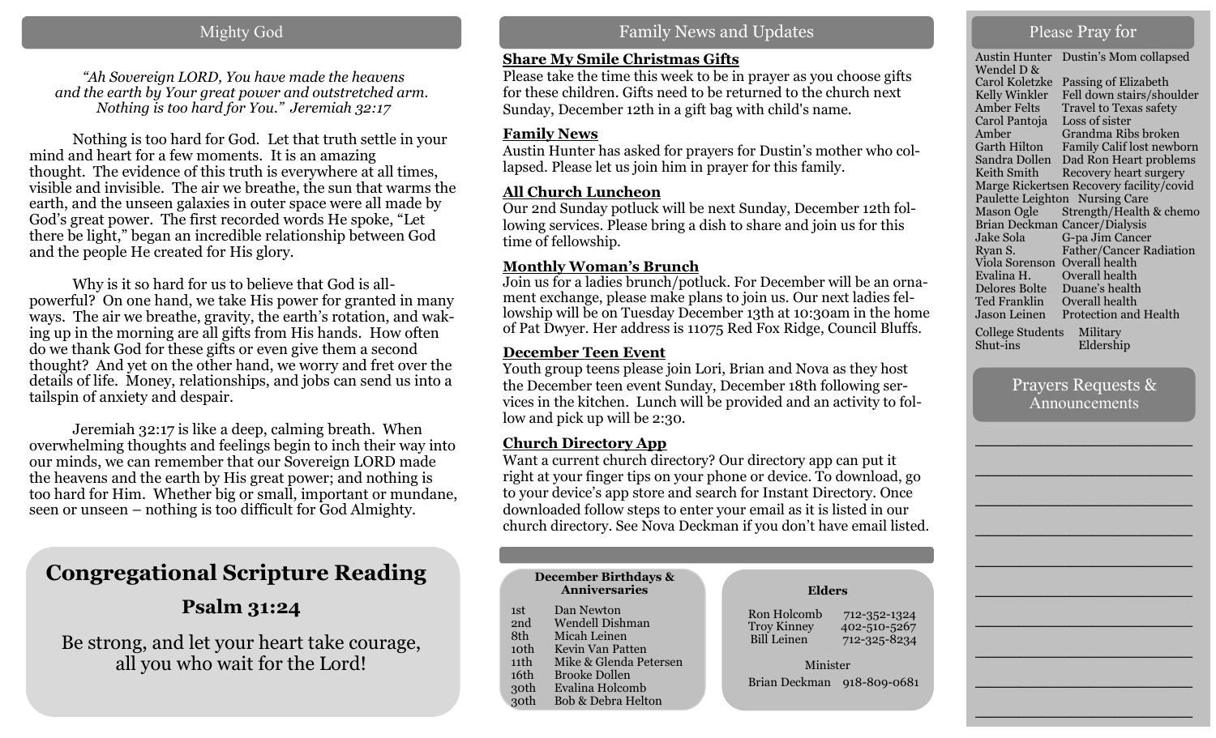## Mighty God

*"Ah Sovereign LORD, You have made the heavens and the earth by Your great power and outstretched arm. Nothing is too hard for You." Jeremiah 32:17*

Nothing is too hard for God. Let that truth settle in your mind and heart for a few moments. It is an amazing thought. The evidence of this truth is everywhere at all times, visible and invisible. The air we breathe, the sun that warms the earth, and the unseen galaxies in outer space were all made by God's great power. The first recorded words He spoke, "Let there be light," began an incredible relationship between God and the people He created for His glory.

Why is it so hard for us to believe that God is all-powerful? On one hand, we take His power for granted in many ways. The air we breathe, gravity, the earth's rotation, and waking up in the morning are all gifts from His hands. How often do we thank God for these gifts or even give them a second thought? And yet on the other hand, we worry and fret over the details of life. Money, relationships, and jobs can send us into a tailspin of anxiety and despair.

Jeremiah 32:17 is like a deep, calming breath. When overwhelming thoughts and feelings begin to inch their way into our minds, we can remember that our Sovereign LORD made the heavens and the earth by His great power; and nothing is too hard for Him. Whether big or small, important or mundane, seen or unseen – nothing is too difficult for God Almighty.

## Congregational Scripture Reading

### Psalm 31:24

Be strong, and let your heart take courage, all you who wait for the Lord!

## Family News and Updates

**Share My Smile Christmas Gifts**

Please take the time this week to be in prayer as you choose gifts for these children. Gifts need to be returned to the church next Sunday, December 12th in a gift bag with child's name.

**Family News**

Austin Hunter has asked for prayers for Dustin's mother who collapsed. Please let us join him in prayer for this family.

**All Church Luncheon**

Our 2nd Sunday potluck will be next Sunday, December 12th following services. Please bring a dish to share and join us for this time of fellowship.

**Monthly Woman's Brunch**

Join us for a ladies brunch/potluck. For December will be an ornament exchange, please make plans to join us. Our next ladies fellowship will be on Tuesday December 13th at 10:30am in the home of Pat Dwyer. Her address is 11075 Red Fox Ridge, Council Bluffs.

**December Teen Event**

Youth group teens please join Lori, Brian and Nova as they host the December teen event Sunday, December 18th following services in the kitchen. Lunch will be provided and an activity to follow and pick up will be 2:30.

**Church Directory App**

Want a current church directory? Our directory app can put it right at your finger tips on your phone or device. To download, go to your device's app store and search for Instant Directory. Once downloaded follow steps to enter your email as it is listed in our church directory. See Nova Deckman if you don't have email listed.

### December Birthdays & Anniversaries

| | |
|---|---|
| 1st | Dan Newton |
| 2nd | Wendell Dishman |
| 8th | Micah Leinen |
| 10th | Kevin Van Patten |
| 11th | Mike & Glenda Petersen |
| 16th | Brooke Dollen |
| 30th | Evalina Holcomb |
| 30th | Bob & Debra Helton |

### Elders

| | |
|---|---|
| Ron Holcomb | 712-352-1324 |
| Troy Kinney | 402-510-5267 |
| Bill Leinen | 712-325-8234 |

Minister

Brian Deckman 918-809-0681

## Please Pray for

| | |
|---|---|
| Austin Hunter | Dustin's Mom collapsed |
| Wendel D & Carol Koletzke | Passing of Elizabeth |
| Kelly Winkler | Fell down stairs/shoulder |
| Amber Felts | Travel to Texas safety |
| Carol Pantoja | Loss of sister |
| Amber | Grandma Ribs broken |
| Garth Hilton | Family Calif lost newborn |
| Sandra Dollen | Dad Ron Heart problems |
| Keith Smith | Recovery heart surgery |
| Marge Rickertsen | Recovery facility/covid |
| Paulette Leighton | Nursing Care |
| Mason Ogle | Strength/Health & chemo |
| Brian Deckman | Cancer/Dialysis |
| Jake Sola | G-pa Jim Cancer |
| Ryan S. | Father/Cancer Radiation |
| Viola Sorenson | Overall health |
| Evalina H. | Overall health |
| Delores Bolte | Duane's health |
| Ted Franklin | Overall health |
| Jason Leinen | Protection and Health |
| College Students | Military |
| Shut-ins | Eldership |

## Prayers Requests & Announcements

__________________________

__________________________

__________________________

__________________________

__________________________

__________________________

__________________________

__________________________

__________________________

__________________________